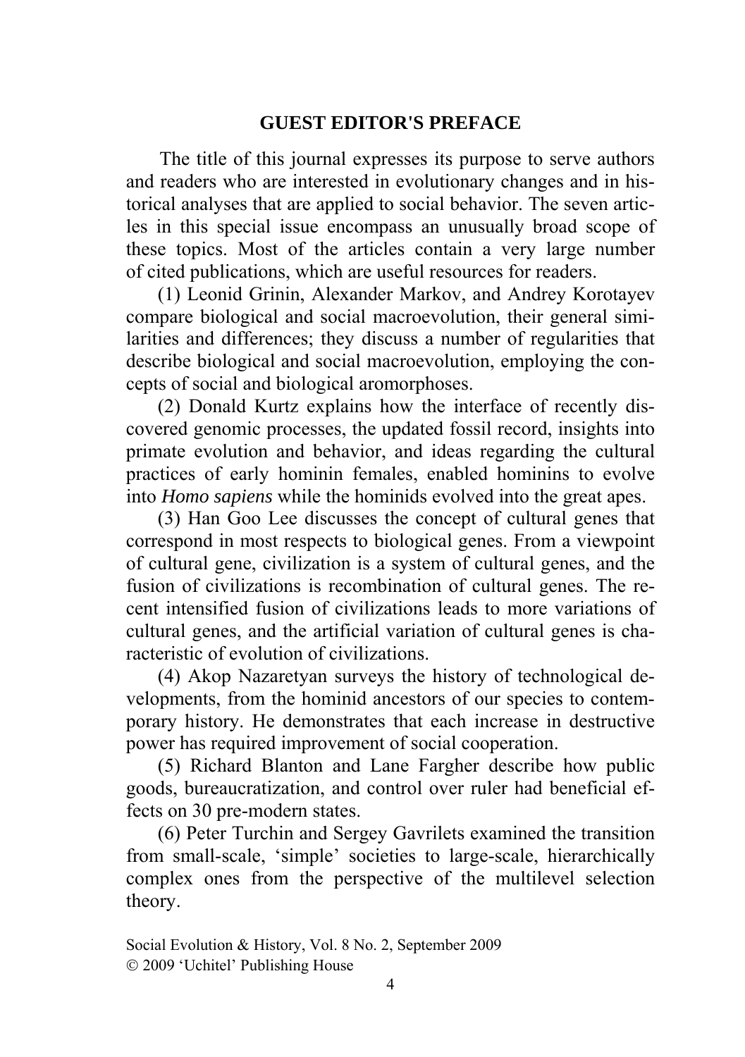# GUEST EDITOR'S PREFACE

The title of this journal expresses its purpose to serve authors and readers who are interested in evolutionary changes and in historical analyses that are applied to social behavior. The seven articles in this special issue encompass an unusually broad scope of these topics. Most of the articles contain a very large number of cited publications, which are useful resources for readers.

(1) Leonid Grinin, Alexander Markov, and Andrey Korotayev compare biological and social macroevolution, their general similarities and differences; they discuss a number of regularities that describe biological and social macroevolution, employing the concepts of social and biological aromorphoses.

(2) Donald Kurtz explains how the interface of recently discovered genomic processes, the updated fossil record, insights into primate evolution and behavior, and ideas regarding the cultural practices of early hominin females, enabled hominins to evolve into *Homo sapiens* while the hominids evolved into the great apes.

(3) Han Goo Lee discusses the concept of cultural genes that correspond in most respects to biological genes. From a viewpoint of cultural gene, civilization is a system of cultural genes, and the fusion of civilizations is recombination of cultural genes. The recent intensified fusion of civilizations leads to more variations of cultural genes, and the artificial variation of cultural genes is characteristic of evolution of civilizations.

(4) Akop Nazaretyan surveys the history of technological developments, from the hominid ancestors of our species to contemporary history. He demonstrates that each increase in destructive power has required improvement of social cooperation.

(5) Richard Blanton and Lane Fargher describe how public goods, bureaucratization, and control over ruler had beneficial effects on 30 pre-modern states.

(6) Peter Turchin and Sergey Gavrilets examined the transition from small-scale, 'simple' societies to large-scale, hierarchically complex ones from the perspective of the multilevel selection theory.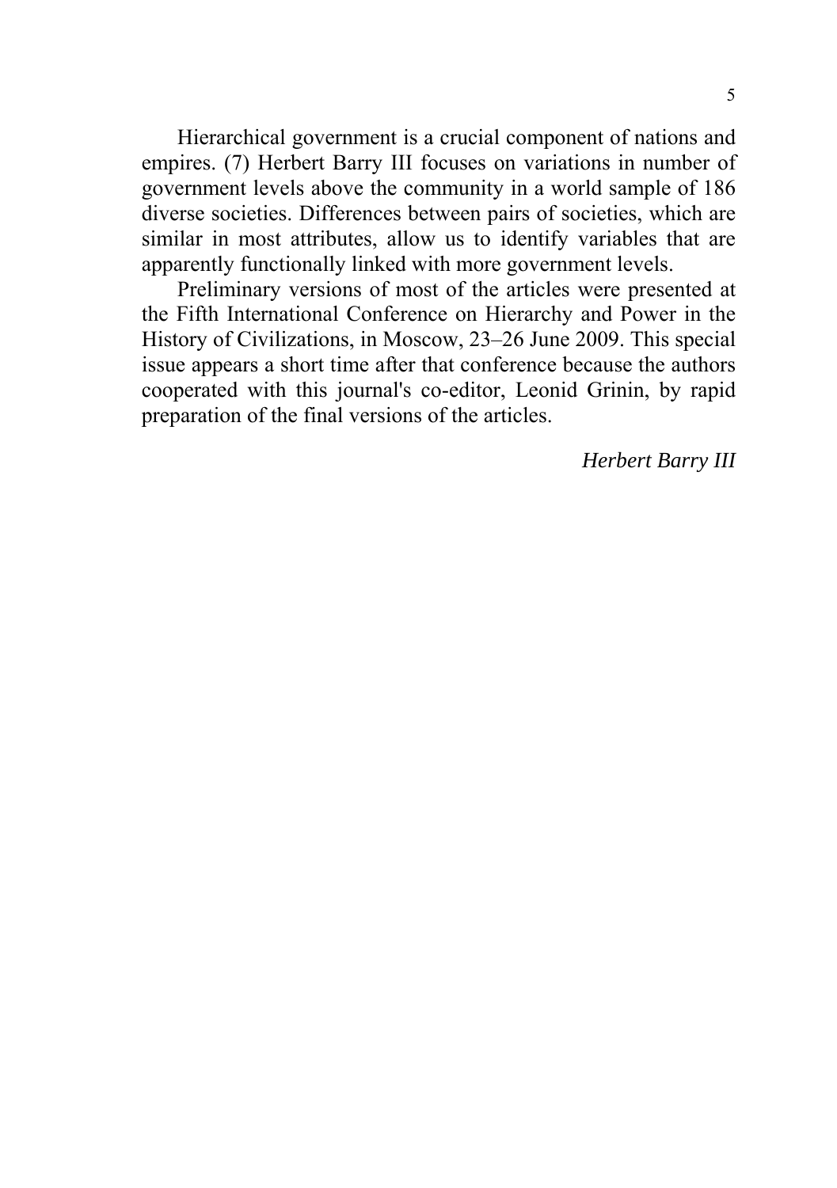Hierarchical government is a crucial component of nations and empires. (7) Herbert Barry III focuses on variations in number of government levels above the community in a world sample of 186 diverse societies. Differences between pairs of societies, which are similar in most attributes, allow us to identify variables that are apparently functionally linked with more government levels.

Preliminary versions of most of the articles were presented at the Fifth International Conference on Hierarchy and Power in the History of Civilizations, in Moscow, 23–26 June 2009. This special issue appears a short time after that conference because the authors cooperated with this journal's co-editor, Leonid Grinin, by rapid preparation of the final versions of the articles.

*Herbert Barry III*